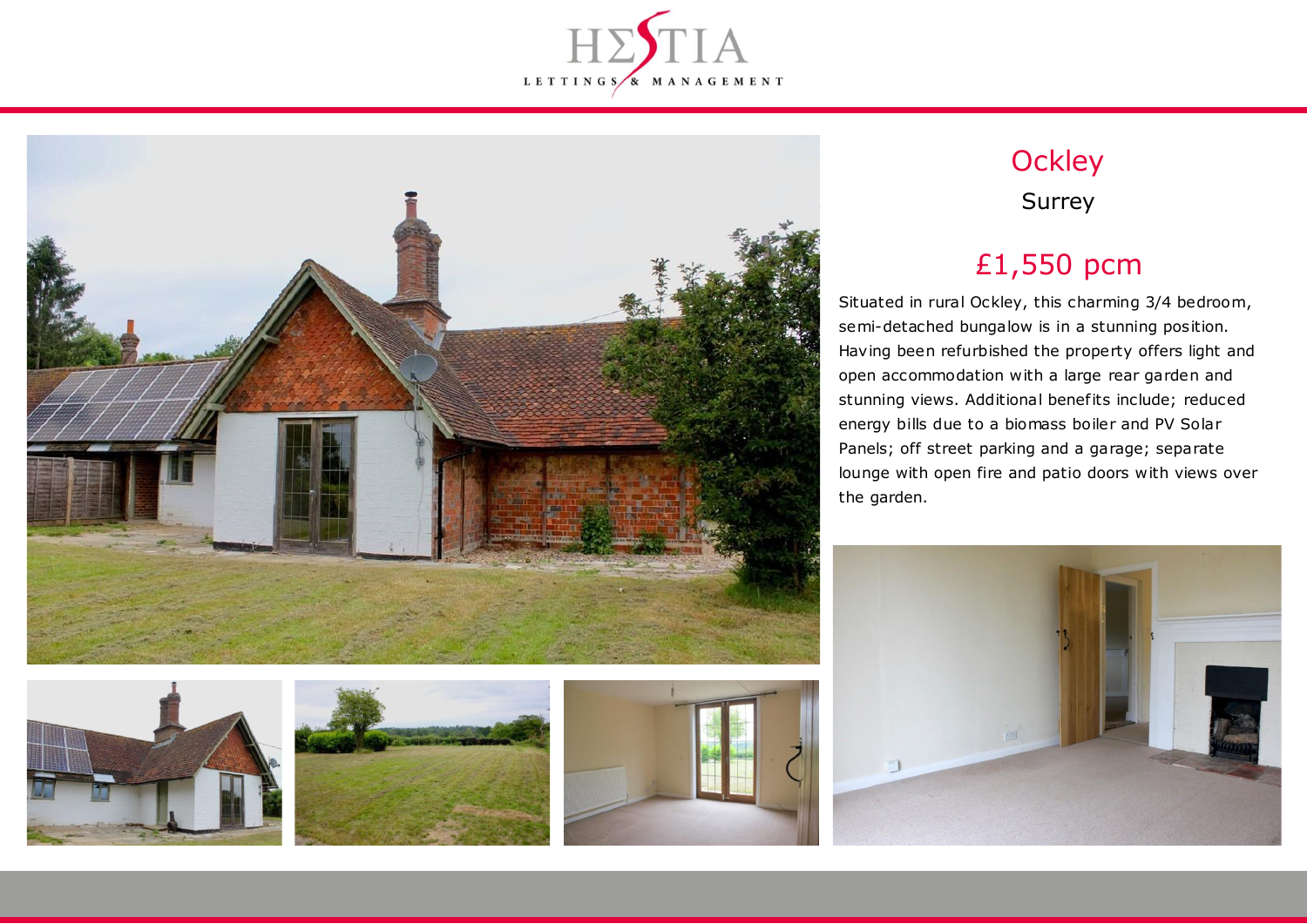HΣSTIA

LETTINGS & MANAGEMENT

# Ockley

## Surrey

## £1,550 pcm

Situated in rural Ockley, this charming 3/4 bedroom, semi-detached bungalow is in a stunning position. Having been refurbished the property offers light and open accommodation with a large rear garden and stunning views. Additional benefits include; reduced energy bills due to a biomass boiler and PV Solar Panels; off street parking and a garage; separate lounge with open fire and patio doors with views over the garden.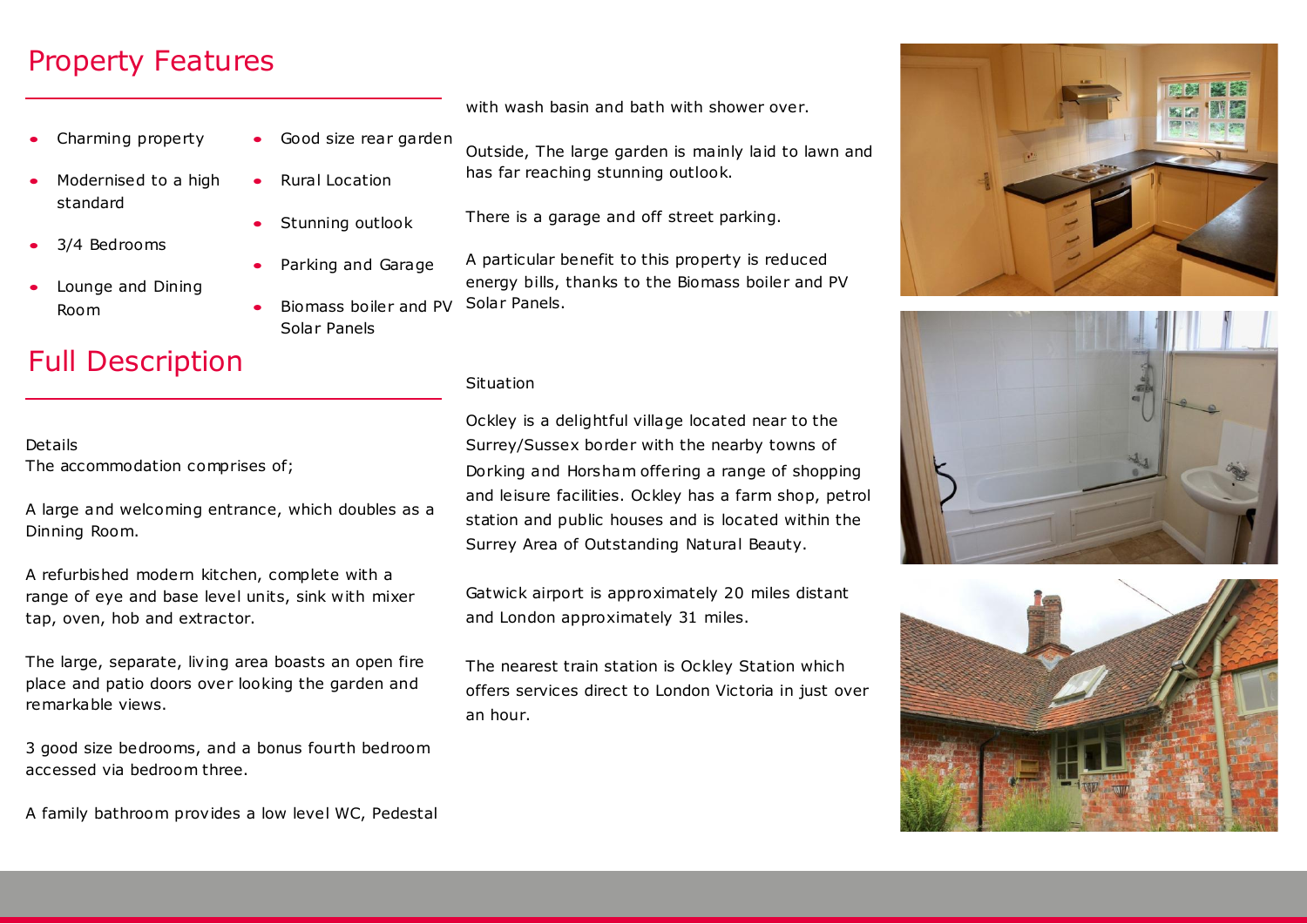## Property Features

- Charming property
- Modernised to a high standard
- 3/4 Bedrooms
- Lounge and Dining Room
- Good size rear garden
- Rural Location
- Stunning outlook
- Parking and Garage
- Biomass boiler and PV Solar Panels

## Full Description

Details
The accommodation comprises of;

A large and welcoming entrance, which doubles as a Dinning Room.

A refurbished modern kitchen, complete with a range of eye and base level units, sink with mixer tap, oven, hob and extractor.

The large, separate, living area boasts an open fire place and patio doors over looking the garden and remarkable views.

3 good size bedrooms, and a bonus fourth bedroom accessed via bedroom three.

A family bathroom provides a low level WC, Pedestal with wash basin and bath with shower over.

Outside, The large garden is mainly laid to lawn and has far reaching stunning outlook.

There is a garage and off street parking.

A particular benefit to this property is reduced energy bills, thanks to the Biomass boiler and PV Solar Panels.

Situation

Ockley is a delightful village located near to the Surrey/Sussex border with the nearby towns of Dorking and Horsham offering a range of shopping and leisure facilities. Ockley has a farm shop, petrol station and public houses and is located within the Surrey Area of Outstanding Natural Beauty.

Gatwick airport is approximately 20 miles distant and London approximately 31 miles.

The nearest train station is Ockley Station which offers services direct to London Victoria in just over an hour.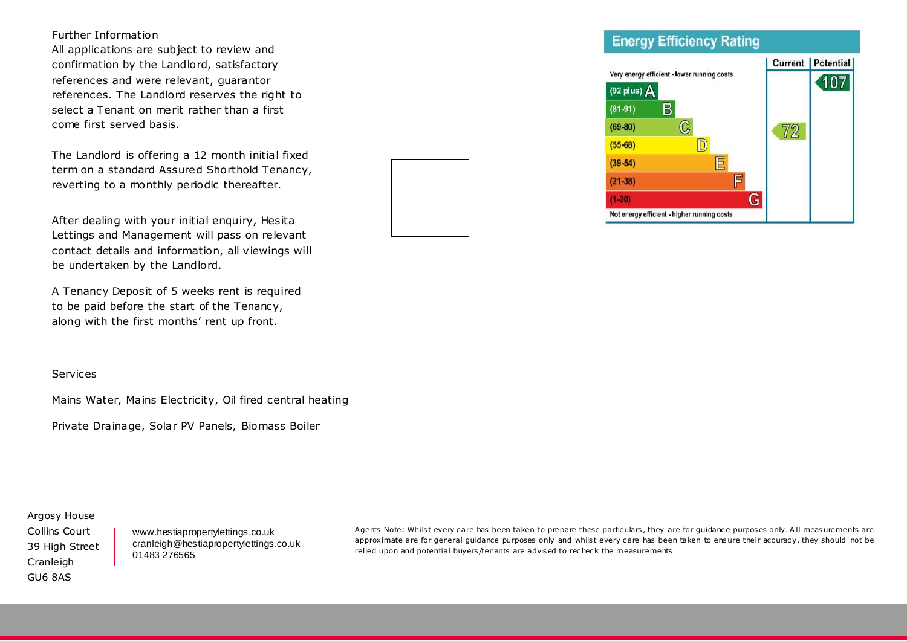## Further Information

All applications are subject to review and confirmation by the Landlord, satisfactory references and were relevant, guarantor references. The Landlord reserves the right to select a Tenant on merit rather than a first come first served basis.

The Landlord is offering a 12 month initial fixed term on a standard Assured Shorthold Tenancy, reverting to a monthly periodic thereafter.

After dealing with your initial enquiry, Hesita Lettings and Management will pass on relevant contact details and information, all viewings will be undertaken by the Landlord.

A Tenancy Deposit of 5 weeks rent is required to be paid before the start of the Tenancy, along with the first months' rent up front.

## Services

Mains Water, Mains Electricity, Oil fired central heating

Private Drainage, Solar PV Panels, Biomass Boiler

## Energy Efficiency Rating

Current

Potential

Very energy efficient - lower running costs

(92 plus) A

(81-91) B

(69-80) C

(55-68) D

(39-54) E

(21-38) F

(1-20) G

Not energy efficient - higher running costs

72

107

Argosy House
Collins Court
39 High Street
Cranleigh
GU6 8AS

www.hestiapropertylettings.co.uk
cranleigh@hestiapropertylettings.co.uk
01483 276565

Agents Note: Whilst every care has been taken to prepare these particulars, they are for guidance purposes only. All measurements are approximate are for general guidance purposes only and whilst every care has been taken to ensure their accuracy, they should not be relied upon and potential buyers/tenants are advised to recheck the measurements